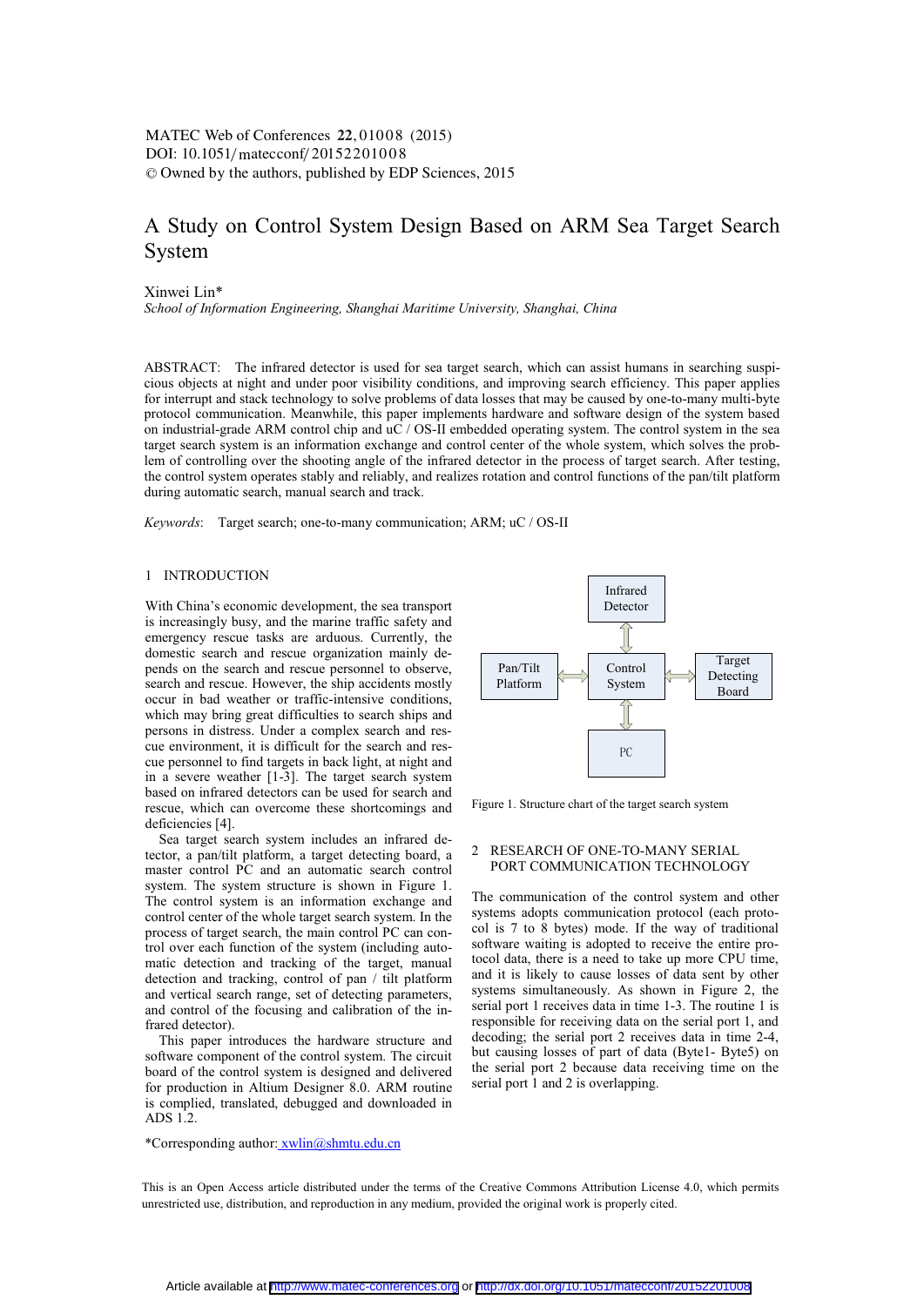# A Study on Control System Design Based on ARM Sea Target Search System

Xinwei Lin*

*School of Information Engineering, Shanghai Maritime University, Shanghai, China*

ABSTRACT: The infrared detector is used for sea target search, which can assist humans in searching suspicious objects at night and under poor visibility conditions, and improving search efficiency. This paper applies for interrupt and stack technology to solve problems of data losses that may be caused by one-to-many multi-byte protocol communication. Meanwhile, this paper implements hardware and software design of the system based on industrial-grade ARM control chip and uC / OS-II embedded operating system. The control system in the sea target search system is an information exchange and control center of the whole system, which solves the problem of controlling over the shooting angle of the infrared detector in the process of target search. After testing, the control system operates stably and reliably, and realizes rotation and control functions of the pan/tilt platform during automatic search, manual search and track.

*Keywords*: Target search; one-to-many communication; ARM; uC / OS-II

## 1 INTRODUCTION

With China's economic development, the sea transport is increasingly busy, and the marine traffic safety and emergency rescue tasks are arduous. Currently, the domestic search and rescue organization mainly depends on the search and rescue personnel to observe, search and rescue. However, the ship accidents mostly occur in bad weather or traffic-intensive conditions, which may bring great difficulties to search ships and persons in distress. Under a complex search and rescue environment, it is difficult for the search and rescue personnel to find targets in back light, at night and in a severe weather [1-3]. The target search system based on infrared detectors can be used for search and rescue, which can overcome these shortcomings and deficiencies [4].

Sea target search system includes an infrared detector, a pan/tilt platform, a target detecting board, a master control PC and an automatic search control system. The system structure is shown in Figure 1. The control system is an information exchange and control center of the whole target search system. In the process of target search, the main control PC can control over each function of the system (including automatic detection and tracking of the target, manual detection and tracking, control of pan / tilt platform and vertical search range, set of detecting parameters, and control of the focusing and calibration of the infrared detector).

This paper introduces the hardware structure and software component of the control system. The circuit board of the control system is designed and delivered for production in Altium Designer 8.0. ARM routine is complied, translated, debugged and downloaded in ADS 1.2.

Infrared Detector

Pan/Tilt Platform | Control System | Target Detecting Board

PC

Figure 1. Structure chart of the target search system

## 2 RESEARCH OF ONE-TO-MANY SERIAL PORT COMMUNICATION TECHNOLOGY

The communication of the control system and other systems adopts communication protocol (each protocol is 7 to 8 bytes) mode. If the way of traditional software waiting is adopted to receive the entire protocol data, there is a need to take up more CPU time, and it is likely to cause losses of data sent by other systems simultaneously. As shown in Figure 2, the serial port 1 receives data in time 1-3. The routine 1 is responsible for receiving data on the serial port 1, and decoding; the serial port 2 receives data in time 2-4, but causing losses of part of data (Byte1- Byte5) on the serial port 2 because data receiving time on the serial port 1 and 2 is overlapping.

*Corresponding author: xwlin@shmtu.edu.cn

This is an Open Access article distributed under the terms of the Creative Commons Attribution License 4.0, which permits unrestricted use, distribution, and reproduction in any medium, provided the original work is properly cited.

Article available at http://www.matec-conferences.org or http://dx.doi.org/10.1051/matecconf/20152201008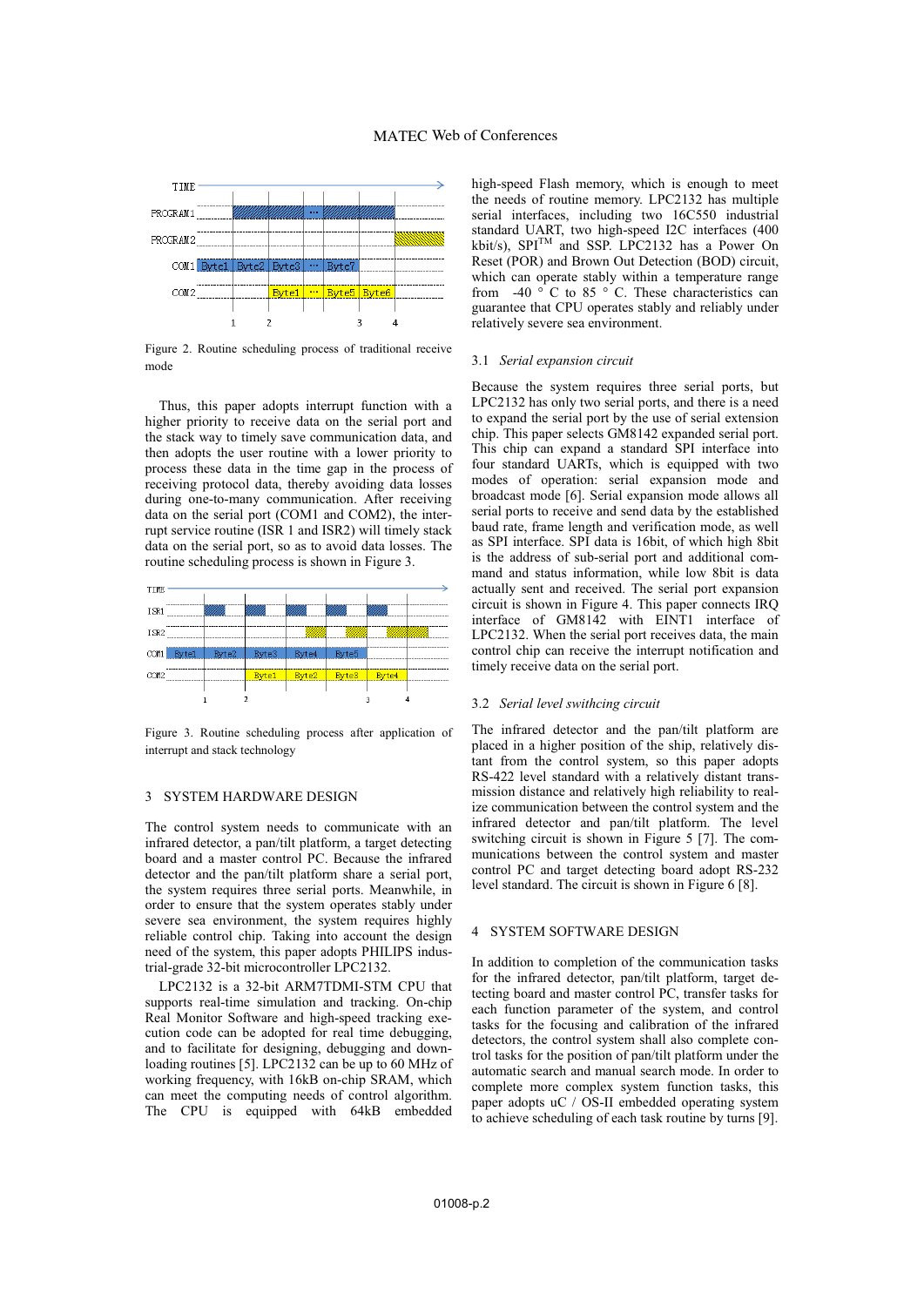Figure 2. Routine scheduling process of traditional receive mode

Thus, this paper adopts interrupt function with a higher priority to receive data on the serial port and the stack way to timely save communication data, and then adopts the user routine with a lower priority to process these data in the time gap in the process of receiving protocol data, thereby avoiding data losses during one-to-many communication. After receiving data on the serial port (COM1 and COM2), the interrupt service routine (ISR 1 and ISR2) will timely stack data on the serial port, so as to avoid data losses. The routine scheduling process is shown in Figure 3.

Figure 3. Routine scheduling process after application of interrupt and stack technology

## 3 SYSTEM HARDWARE DESIGN

The control system needs to communicate with an infrared detector, a pan/tilt platform, a target detecting board and a master control PC. Because the infrared detector and the pan/tilt platform share a serial port, the system requires three serial ports. Meanwhile, in order to ensure that the system operates stably under severe sea environment, the system requires highly reliable control chip. Taking into account the design need of the system, this paper adopts PHILIPS industrial-grade 32-bit microcontroller LPC2132.

LPC2132 is a 32-bit ARM7TDMI-STM CPU that supports real-time simulation and tracking. On-chip Real Monitor Software and high-speed tracking execution code can be adopted for real time debugging, and to facilitate for designing, debugging and downloading routines [5]. LPC2132 can be up to 60 MHz of working frequency, with 16kB on-chip SRAM, which can meet the computing needs of control algorithm. The CPU is equipped with 64kB embedded high-speed Flash memory, which is enough to meet the needs of routine memory. LPC2132 has multiple serial interfaces, including two 16C550 industrial standard UART, two high-speed I2C interfaces (400 kbit/s), SPI[TM] and SSP. LPC2132 has a Power On Reset (POR) and Brown Out Detection (BOD) circuit, which can operate stably within a temperature range from -40 ° C to 85 ° C. These characteristics can guarantee that CPU operates stably and reliably under relatively severe sea environment.

### 3.1 *Serial expansion circuit*

Because the system requires three serial ports, but LPC2132 has only two serial ports, and there is a need to expand the serial port by the use of serial extension chip. This paper selects GM8142 expanded serial port. This chip can expand a standard SPI interface into four standard UARTs, which is equipped with two modes of operation: serial expansion mode and broadcast mode [6]. Serial expansion mode allows all serial ports to receive and send data by the established baud rate, frame length and verification mode, as well as SPI interface. SPI data is 16bit, of which high 8bit is the address of sub-serial port and additional command and status information, while low 8bit is data actually sent and received. The serial port expansion circuit is shown in Figure 4. This paper connects IRQ interface of GM8142 with EINT1 interface of LPC2132. When the serial port receives data, the main control chip can receive the interrupt notification and timely receive data on the serial port.

### 3.2 *Serial level swithcing circuit*

The infrared detector and the pan/tilt platform are placed in a higher position of the ship, relatively distant from the control system, so this paper adopts RS-422 level standard with a relatively distant transmission distance and relatively high reliability to realize communication between the control system and the infrared detector and pan/tilt platform. The level switching circuit is shown in Figure 5 [7]. The communications between the control system and master control PC and target detecting board adopt RS-232 level standard. The circuit is shown in Figure 6 [8].

## 4 SYSTEM SOFTWARE DESIGN

In addition to completion of the communication tasks for the infrared detector, pan/tilt platform, target detecting board and master control PC, transfer tasks for each function parameter of the system, and control tasks for the focusing and calibration of the infrared detectors, the control system shall also complete control tasks for the position of pan/tilt platform under the automatic search and manual search mode. In order to complete more complex system function tasks, this paper adopts uC / OS-II embedded operating system to achieve scheduling of each task routine by turns [9].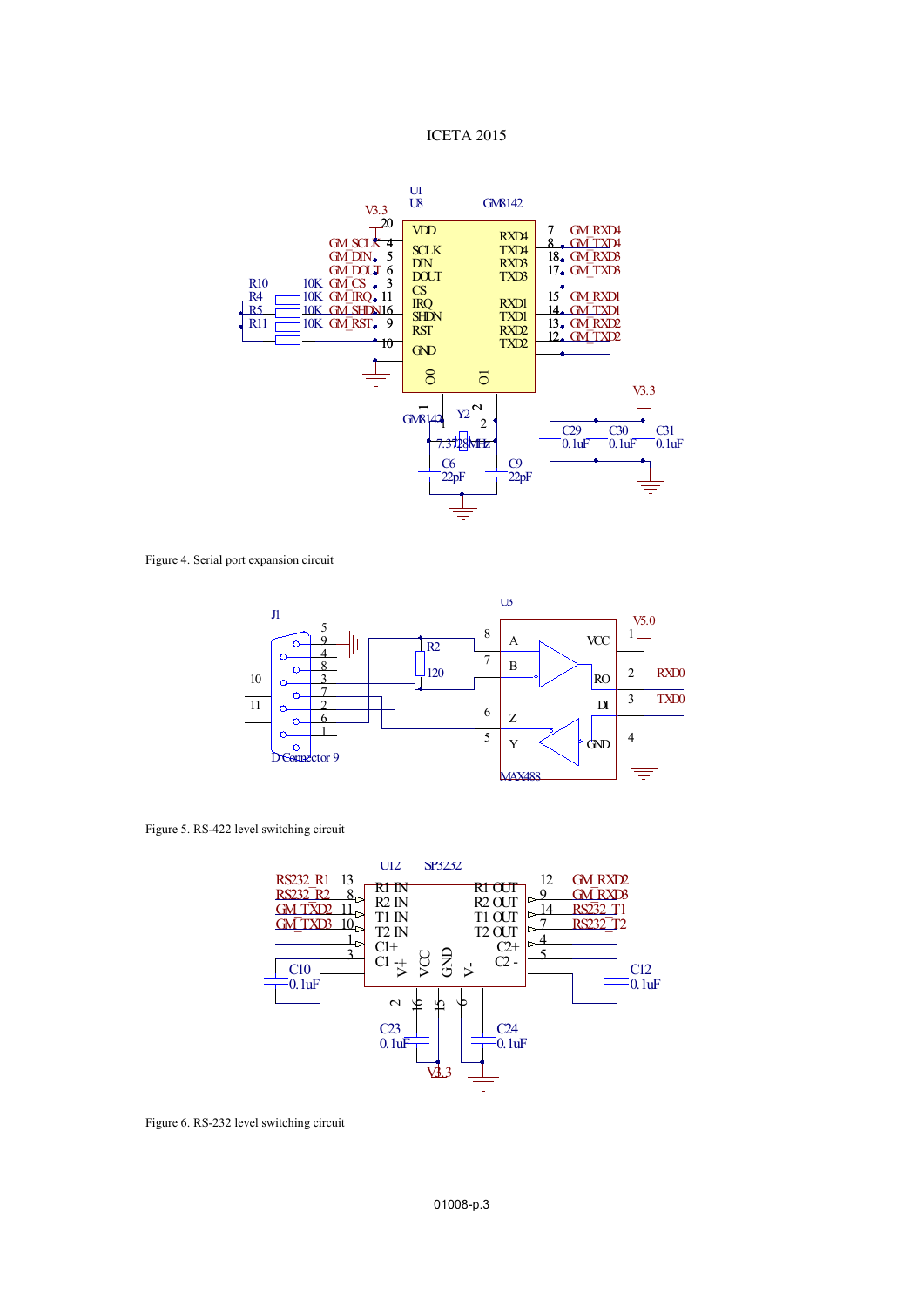Figure 4. Serial port expansion circuit

Figure 5. RS-422 level switching circuit

Figure 6. RS-232 level switching circuit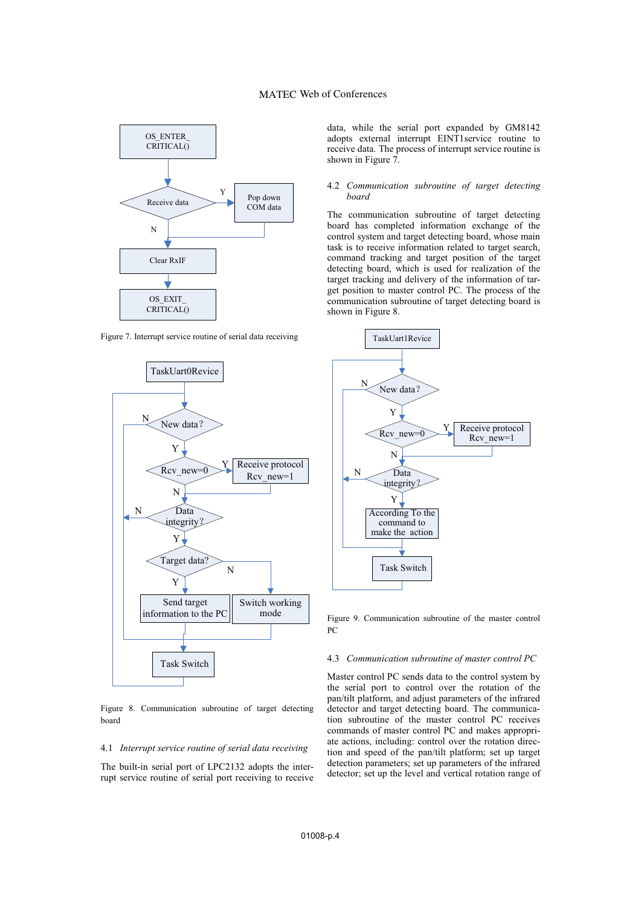Figure 7. Interrupt service routine of serial data receiving

Figure 8. Communication subroutine of target detecting board

### 4.1 *Interrupt service routine of serial data receiving*

The built-in serial port of LPC2132 adopts the interrupt service routine of serial port receiving to receive data, while the serial port expanded by GM8142 adopts external interrupt EINT1service routine to receive data. The process of interrupt service routine is shown in Figure 7.

### 4.2 *Communication subroutine of target detecting board*

The communication subroutine of target detecting board has completed information exchange of the control system and target detecting board, whose main task is to receive information related to target search, command tracking and target position of the target detecting board, which is used for realization of the target tracking and delivery of the information of target position to master control PC. The process of the communication subroutine of target detecting board is shown in Figure 8.

Figure 9. Communication subroutine of the master control PC

### 4.3 *Communication subroutine of master control PC*

Master control PC sends data to the control system by the serial port to control over the rotation of the pan/tilt platform, and adjust parameters of the infrared detector and target detecting board. The communication subroutine of the master control PC receives commands of master control PC and makes appropriate actions, including: control over the rotation direction and speed of the pan/tilt platform; set up target detection parameters; set up parameters of the infrared detector; set up the level and vertical rotation range of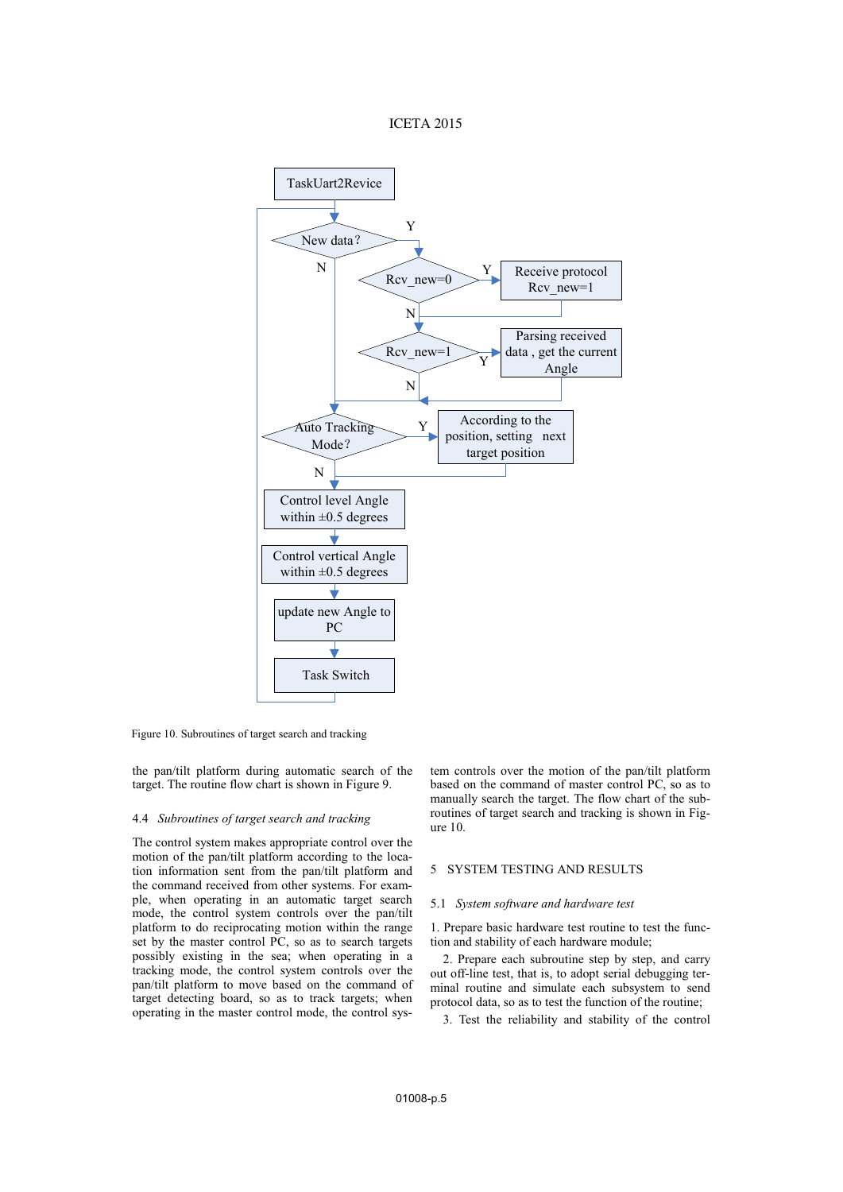Figure 10. Subroutines of target search and tracking

the pan/tilt platform during automatic search of the target. The routine flow chart is shown in Figure 9.

### 4.4 *Subroutines of target search and tracking*

The control system makes appropriate control over the motion of the pan/tilt platform according to the location information sent from the pan/tilt platform and the command received from other systems. For example, when operating in an automatic target search mode, the control system controls over the pan/tilt platform to do reciprocating motion within the range set by the master control PC, so as to search targets possibly existing in the sea; when operating in a tracking mode, the control system controls over the pan/tilt platform to move based on the command of target detecting board, so as to track targets; when operating in the master control mode, the control system controls over the motion of the pan/tilt platform based on the command of master control PC, so as to manually search the target. The flow chart of the subroutines of target search and tracking is shown in Figure 10.

## 5 SYSTEM TESTING AND RESULTS

### 5.1 *System software and hardware test*

1. Prepare basic hardware test routine to test the function and stability of each hardware module;

2. Prepare each subroutine step by step, and carry out off-line test, that is, to adopt serial debugging terminal routine and simulate each subsystem to send protocol data, so as to test the function of the routine;

3. Test the reliability and stability of the control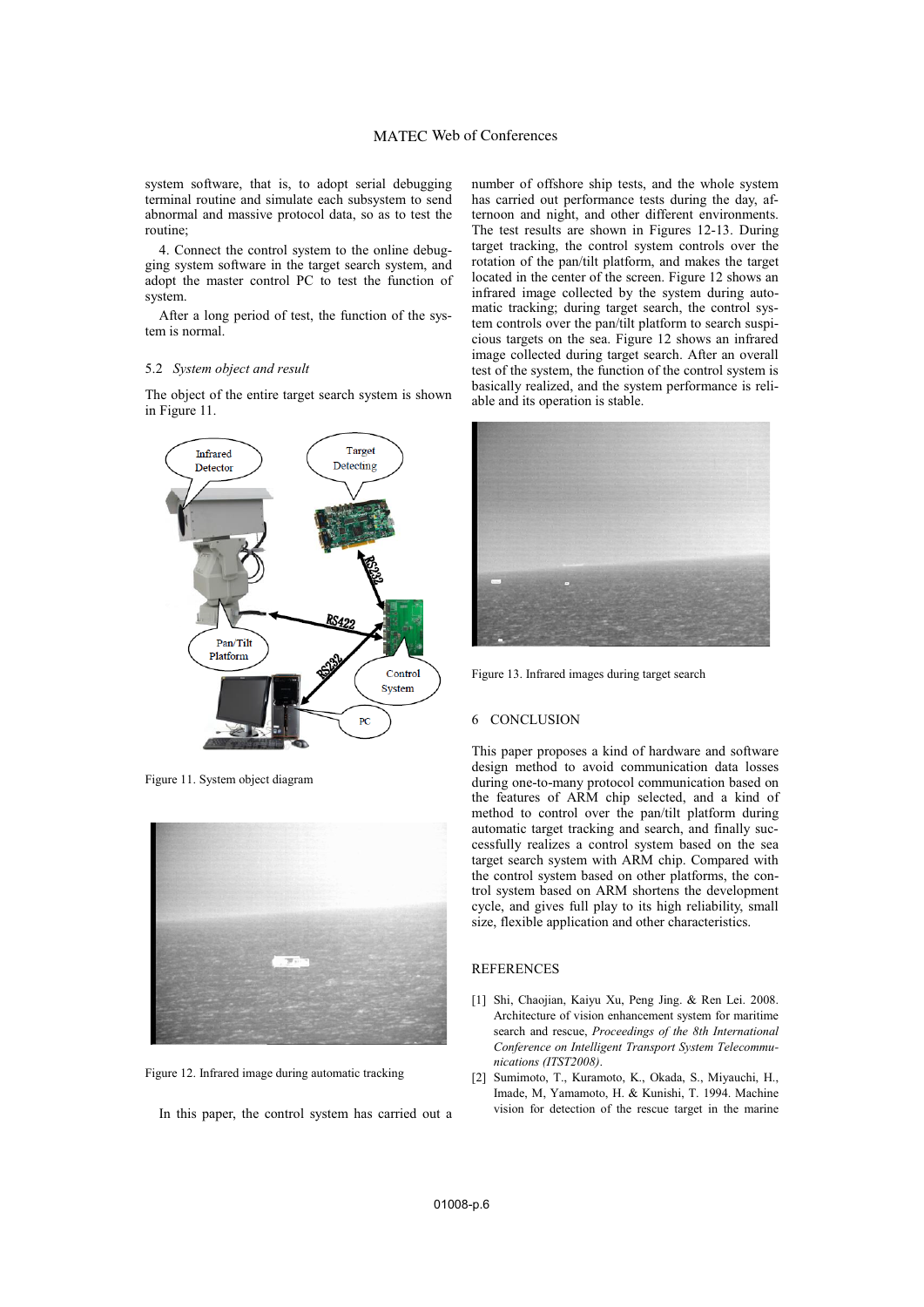system software, that is, to adopt serial debugging terminal routine and simulate each subsystem to send abnormal and massive protocol data, so as to test the routine;

4. Connect the control system to the online debugging system software in the target search system, and adopt the master control PC to test the function of system.

After a long period of test, the function of the system is normal.

### 5.2 *System object and result*

The object of the entire target search system is shown in Figure 11.

Figure 11. System object diagram

Figure 12. Infrared image during automatic tracking

In this paper, the control system has carried out a number of offshore ship tests, and the whole system has carried out performance tests during the day, afternoon and night, and other different environments. The test results are shown in Figures 12-13. During target tracking, the control system controls over the rotation of the pan/tilt platform, and makes the target located in the center of the screen. Figure 12 shows an infrared image collected by the system during automatic tracking; during target search, the control system controls over the pan/tilt platform to search suspicious targets on the sea. Figure 12 shows an infrared image collected during target search. After an overall test of the system, the function of the control system is basically realized, and the system performance is reliable and its operation is stable.

Figure 13. Infrared images during target search

## 6 CONCLUSION

This paper proposes a kind of hardware and software design method to avoid communication data losses during one-to-many protocol communication based on the features of ARM chip selected, and a kind of method to control over the pan/tilt platform during automatic target tracking and search, and finally successfully realizes a control system based on the sea target search system with ARM chip. Compared with the control system based on other platforms, the control system based on ARM shortens the development cycle, and gives full play to its high reliability, small size, flexible application and other characteristics.

## REFERENCES

[1] Shi, Chaojian, Kaiyu Xu, Peng Jing. & Ren Lei. 2008. Architecture of vision enhancement system for maritime search and rescue, *Proceedings of the 8th International Conference on Intelligent Transport System Telecommunications (ITST2008)*.

[2] Sumimoto, T., Kuramoto, K., Okada, S., Miyauchi, H., Imade, M, Yamamoto, H. & Kunishi, T. 1994. Machine vision for detection of the rescue target in the marine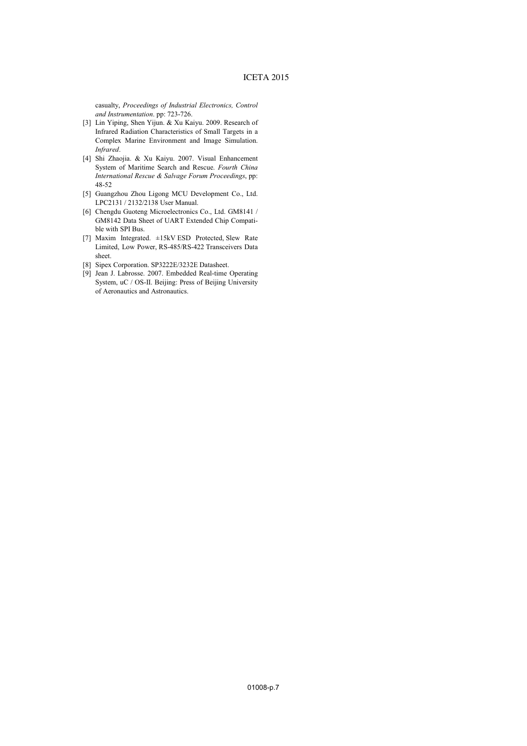casualty, *Proceedings of Industrial Electronics, Control and Instrumentation*. pp: 723-726.

[3] Lin Yiping, Shen Yijun. & Xu Kaiyu. 2009. Research of Infrared Radiation Characteristics of Small Targets in a Complex Marine Environment and Image Simulation. *Infrared*.

[4] Shi Zhaojia. & Xu Kaiyu. 2007. Visual Enhancement System of Maritime Search and Rescue. *Fourth China International Rescue & Salvage Forum Proceedings*, pp: 48-52

[5] Guangzhou Zhou Ligong MCU Development Co., Ltd. LPC2131 / 2132/2138 User Manual.

[6] Chengdu Guoteng Microelectronics Co., Ltd. GM8141 / GM8142 Data Sheet of UART Extended Chip Compatible with SPI Bus.

[7] Maxim Integrated. ±15kV ESD Protected, Slew Rate Limited, Low Power, RS-485/RS-422 Transceivers Data sheet.

[8] Sipex Corporation. SP3222E/3232E Datasheet.

[9] Jean J. Labrosse. 2007. Embedded Real-time Operating System, uC / OS-II. Beijing: Press of Beijing University of Aeronautics and Astronautics.